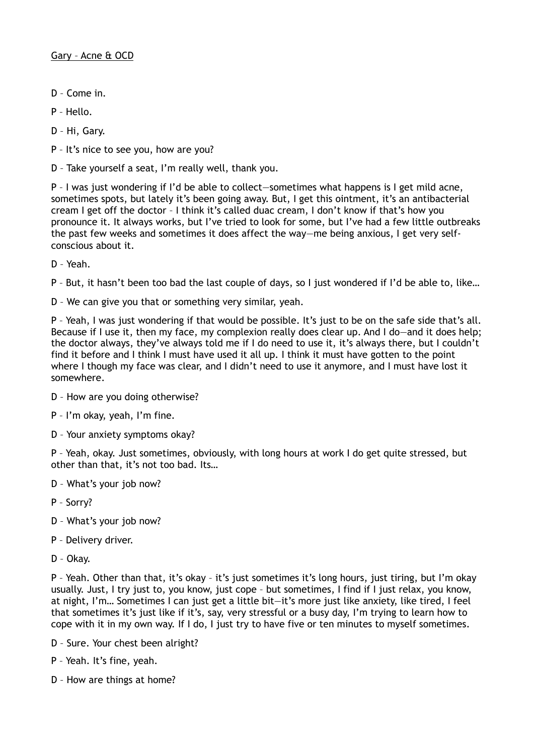<u>Gary – Acne & OCD</u>

D – Come in.

P – Hello.

D – Hi, Gary.

P – It's nice to see you, how are you?

D – Take yourself a seat, I'm really well, thank you.

P – I was just wondering if I'd be able to collect—sometimes what happens is I get mild acne, sometimes spots, but lately it's been going away. But, I get this ointment, it's an antibacterial cream I get off the doctor – I think it's called duac cream, I don't know if that's how you pronounce it. It always works, but I've tried to look for some, but I've had a few little outbreaks the past few weeks and sometimes it does affect the way—me being anxious, I get very self-conscious about it.

D – Yeah.

P – But, it hasn't been too bad the last couple of days, so I just wondered if I'd be able to, like…

D – We can give you that or something very similar, yeah.

P – Yeah, I was just wondering if that would be possible. It's just to be on the safe side that's all. Because if I use it, then my face, my complexion really does clear up. And I do—and it does help; the doctor always, they've always told me if I do need to use it, it's always there, but I couldn't find it before and I think I must have used it all up. I think it must have gotten to the point where I though my face was clear, and I didn't need to use it anymore, and I must have lost it somewhere.

D – How are you doing otherwise?

P – I'm okay, yeah, I'm fine.

D – Your anxiety symptoms okay?

P – Yeah, okay. Just sometimes, obviously, with long hours at work I do get quite stressed, but other than that, it's not too bad. Its…

D – What's your job now?

P – Sorry?

D – What's your job now?

P – Delivery driver.

D – Okay.

P – Yeah. Other than that, it's okay – it's just sometimes it's long hours, just tiring, but I'm okay usually. Just, I try just to, you know, just cope – but sometimes, I find if I just relax, you know, at night, I'm… Sometimes I can just get a little bit—it's more just like anxiety, like tired, I feel that sometimes it's just like if it's, say, very stressful or a busy day, I'm trying to learn how to cope with it in my own way. If I do, I just try to have five or ten minutes to myself sometimes.

D – Sure. Your chest been alright?

P – Yeah. It's fine, yeah.

D – How are things at home?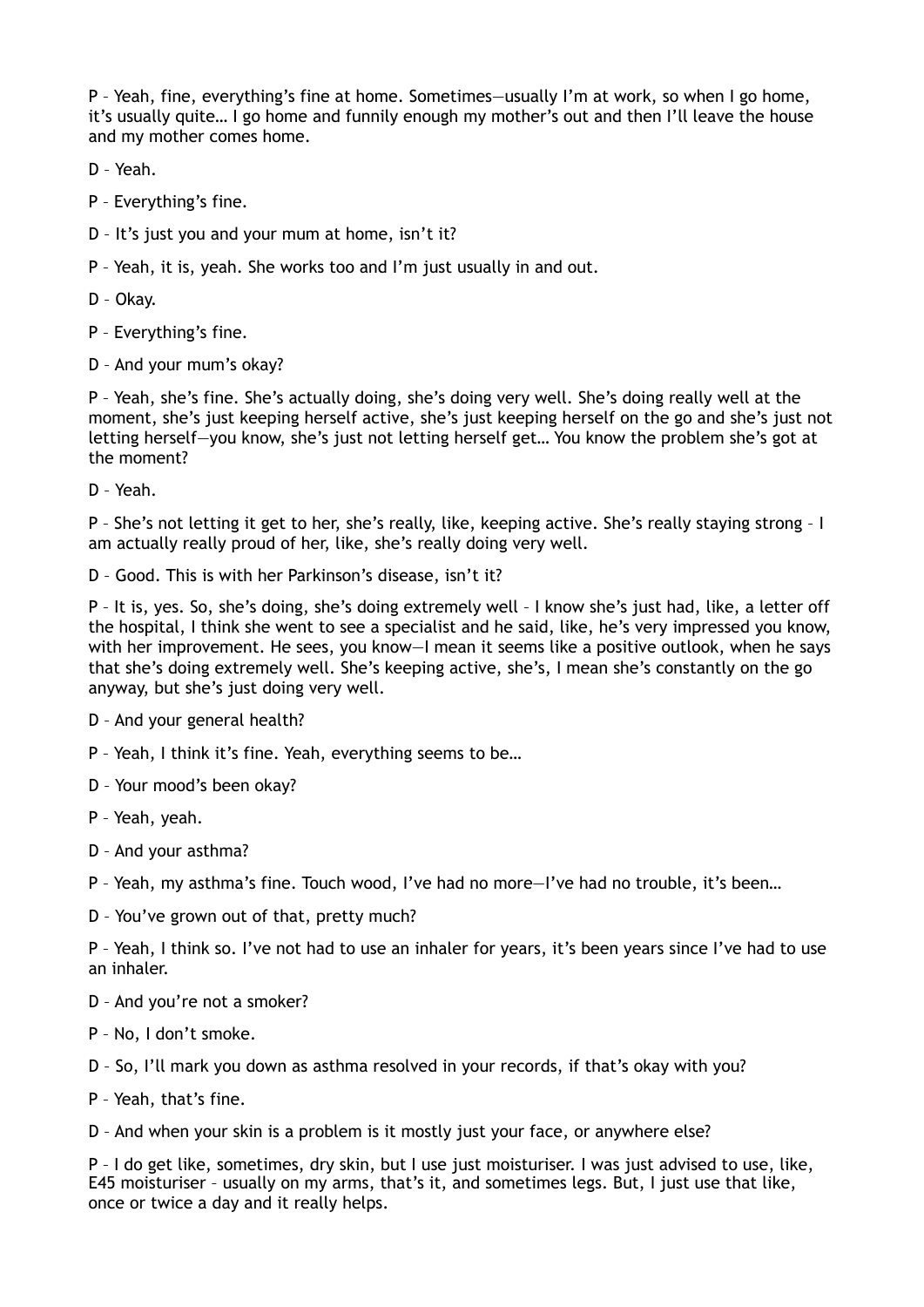P – Yeah, fine, everything's fine at home. Sometimes—usually I'm at work, so when I go home, it's usually quite… I go home and funnily enough my mother's out and then I'll leave the house and my mother comes home.

D – Yeah.

P – Everything's fine.

D – It's just you and your mum at home, isn't it?

P – Yeah, it is, yeah. She works too and I'm just usually in and out.

D – Okay.

P – Everything's fine.

D – And your mum's okay?

P – Yeah, she's fine. She's actually doing, she's doing very well. She's doing really well at the moment, she's just keeping herself active, she's just keeping herself on the go and she's just not letting herself—you know, she's just not letting herself get… You know the problem she's got at the moment?

D – Yeah.

P – She's not letting it get to her, she's really, like, keeping active. She's really staying strong – I am actually really proud of her, like, she's really doing very well.

D – Good. This is with her Parkinson's disease, isn't it?

P – It is, yes. So, she's doing, she's doing extremely well – I know she's just had, like, a letter off the hospital, I think she went to see a specialist and he said, like, he's very impressed you know, with her improvement. He sees, you know—I mean it seems like a positive outlook, when he says that she's doing extremely well. She's keeping active, she's, I mean she's constantly on the go anyway, but she's just doing very well.

D – And your general health?

P – Yeah, I think it's fine. Yeah, everything seems to be…

D – Your mood's been okay?

P – Yeah, yeah.

D – And your asthma?

P – Yeah, my asthma's fine. Touch wood, I've had no more—I've had no trouble, it's been…

D – You've grown out of that, pretty much?

P – Yeah, I think so. I've not had to use an inhaler for years, it's been years since I've had to use an inhaler.

D – And you're not a smoker?

P – No, I don't smoke.

D – So, I'll mark you down as asthma resolved in your records, if that's okay with you?

P – Yeah, that's fine.

D – And when your skin is a problem is it mostly just your face, or anywhere else?

P – I do get like, sometimes, dry skin, but I use just moisturiser. I was just advised to use, like, E45 moisturiser – usually on my arms, that's it, and sometimes legs. But, I just use that like, once or twice a day and it really helps.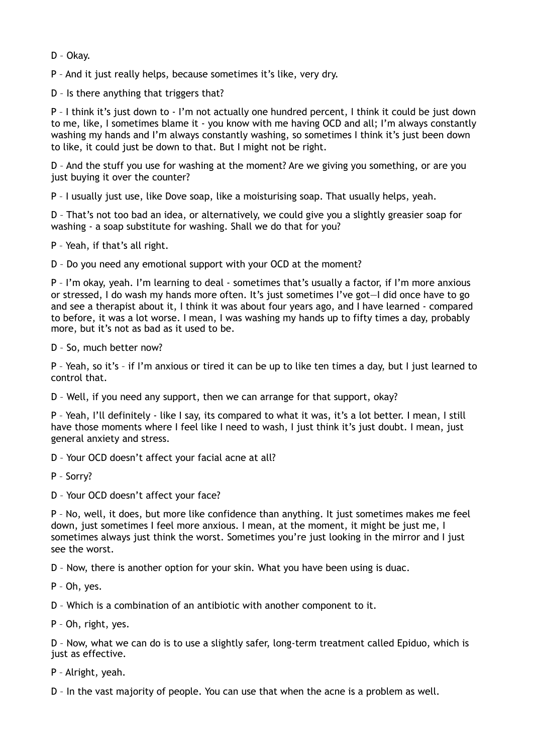D – Okay.

P – And it just really helps, because sometimes it's like, very dry.

D – Is there anything that triggers that?

P – I think it's just down to - I'm not actually one hundred percent, I think it could be just down to me, like, I sometimes blame it - you know with me having OCD and all; I'm always constantly washing my hands and I'm always constantly washing, so sometimes I think it's just been down to like, it could just be down to that. But I might not be right.

D – And the stuff you use for washing at the moment? Are we giving you something, or are you just buying it over the counter?

P – I usually just use, like Dove soap, like a moisturising soap. That usually helps, yeah.

D – That's not too bad an idea, or alternatively, we could give you a slightly greasier soap for washing - a soap substitute for washing. Shall we do that for you?

P – Yeah, if that's all right.

D – Do you need any emotional support with your OCD at the moment?

P – I'm okay, yeah. I'm learning to deal - sometimes that's usually a factor, if I'm more anxious or stressed, I do wash my hands more often. It's just sometimes I've got—I did once have to go and see a therapist about it, I think it was about four years ago, and I have learned - compared to before, it was a lot worse. I mean, I was washing my hands up to fifty times a day, probably more, but it's not as bad as it used to be.

D – So, much better now?

P – Yeah, so it's – if I'm anxious or tired it can be up to like ten times a day, but I just learned to control that.

D – Well, if you need any support, then we can arrange for that support, okay?

P – Yeah, I'll definitely - like I say, its compared to what it was, it's a lot better. I mean, I still have those moments where I feel like I need to wash, I just think it's just doubt. I mean, just general anxiety and stress.

D – Your OCD doesn't affect your facial acne at all?

P – Sorry?

D – Your OCD doesn't affect your face?

P – No, well, it does, but more like confidence than anything. It just sometimes makes me feel down, just sometimes I feel more anxious. I mean, at the moment, it might be just me, I sometimes always just think the worst. Sometimes you're just looking in the mirror and I just see the worst.

D – Now, there is another option for your skin. What you have been using is duac.

P – Oh, yes.

D – Which is a combination of an antibiotic with another component to it.

P – Oh, right, yes.

D – Now, what we can do is to use a slightly safer, long-term treatment called Epiduo, which is just as effective.

P – Alright, yeah.

D – In the vast majority of people. You can use that when the acne is a problem as well.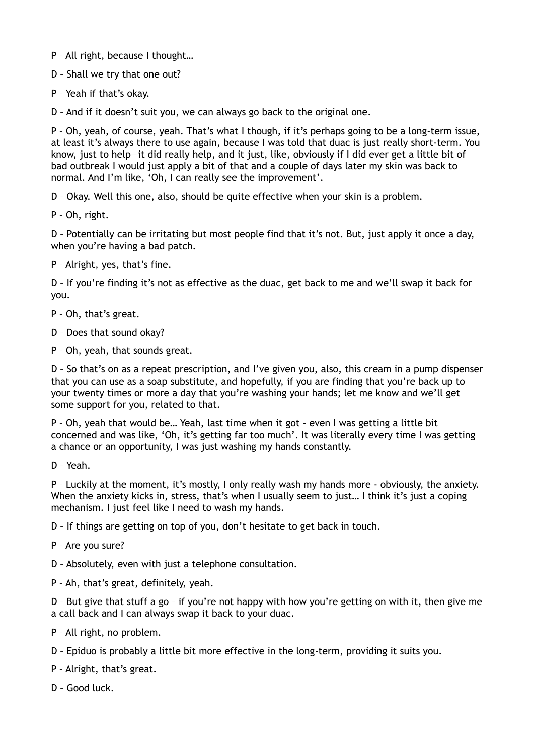P – All right, because I thought…

D – Shall we try that one out?

P – Yeah if that's okay.

D – And if it doesn't suit you, we can always go back to the original one.

P – Oh, yeah, of course, yeah. That's what I though, if it's perhaps going to be a long-term issue, at least it's always there to use again, because I was told that duac is just really short-term. You know, just to help—it did really help, and it just, like, obviously if I did ever get a little bit of bad outbreak I would just apply a bit of that and a couple of days later my skin was back to normal. And I'm like, 'Oh, I can really see the improvement'.

D – Okay. Well this one, also, should be quite effective when your skin is a problem.

P – Oh, right.

D – Potentially can be irritating but most people find that it's not. But, just apply it once a day, when you're having a bad patch.

P – Alright, yes, that's fine.

D – If you're finding it's not as effective as the duac, get back to me and we'll swap it back for you.

P – Oh, that's great.

D – Does that sound okay?

P – Oh, yeah, that sounds great.

D – So that's on as a repeat prescription, and I've given you, also, this cream in a pump dispenser that you can use as a soap substitute, and hopefully, if you are finding that you're back up to your twenty times or more a day that you're washing your hands; let me know and we'll get some support for you, related to that.

P – Oh, yeah that would be… Yeah, last time when it got - even I was getting a little bit concerned and was like, 'Oh, it's getting far too much'. It was literally every time I was getting a chance or an opportunity, I was just washing my hands constantly.

D – Yeah.

P – Luckily at the moment, it's mostly, I only really wash my hands more - obviously, the anxiety. When the anxiety kicks in, stress, that's when I usually seem to just… I think it's just a coping mechanism. I just feel like I need to wash my hands.

D – If things are getting on top of you, don't hesitate to get back in touch.

P – Are you sure?

D – Absolutely, even with just a telephone consultation.

P – Ah, that's great, definitely, yeah.

D – But give that stuff a go – if you're not happy with how you're getting on with it, then give me a call back and I can always swap it back to your duac.

P – All right, no problem.

D – Epiduo is probably a little bit more effective in the long-term, providing it suits you.

P – Alright, that's great.

D – Good luck.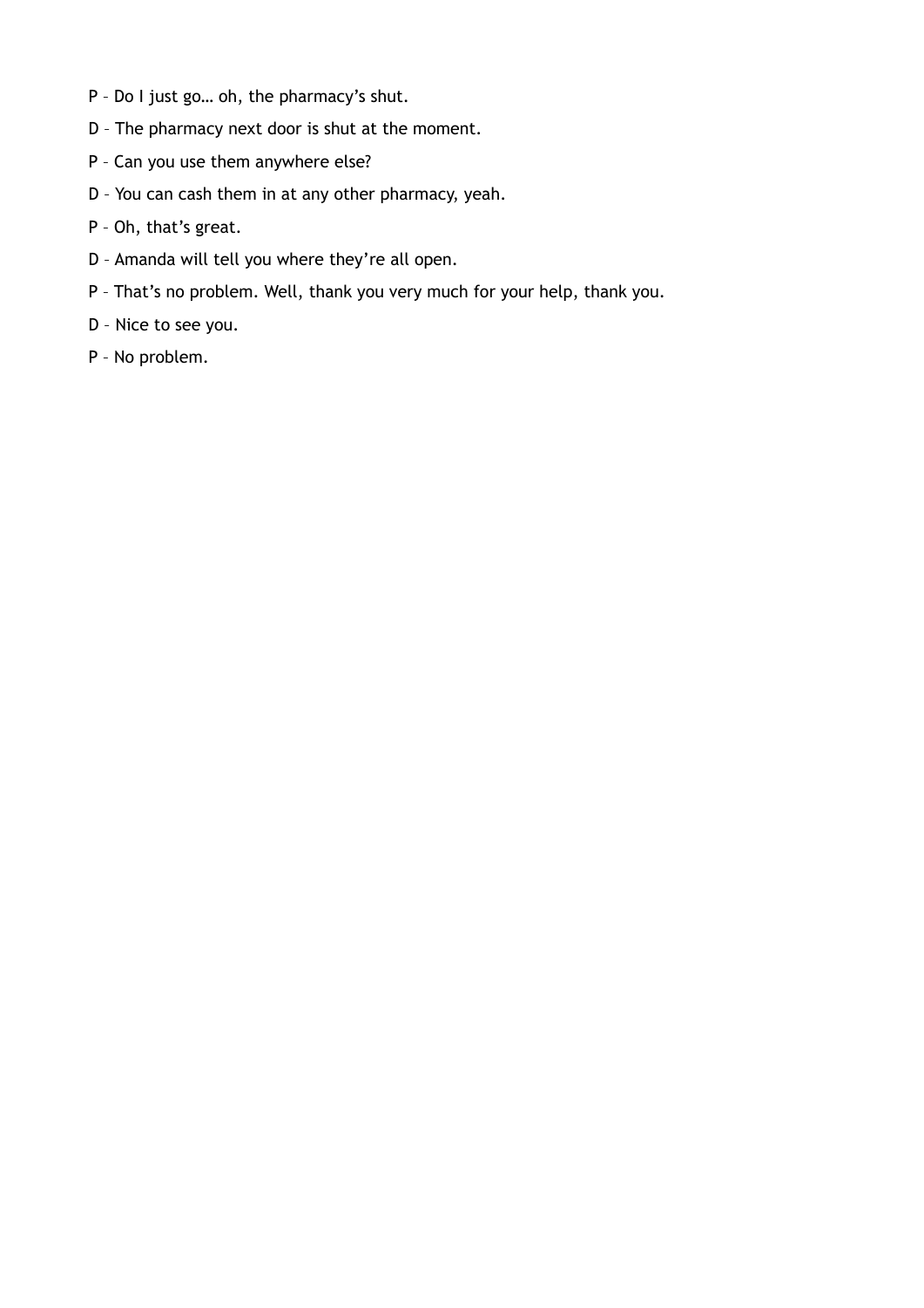P – Do I just go… oh, the pharmacy's shut.

D – The pharmacy next door is shut at the moment.

P – Can you use them anywhere else?

D – You can cash them in at any other pharmacy, yeah.

P – Oh, that's great.

D – Amanda will tell you where they're all open.

P – That's no problem. Well, thank you very much for your help, thank you.

D – Nice to see you.

P – No problem.